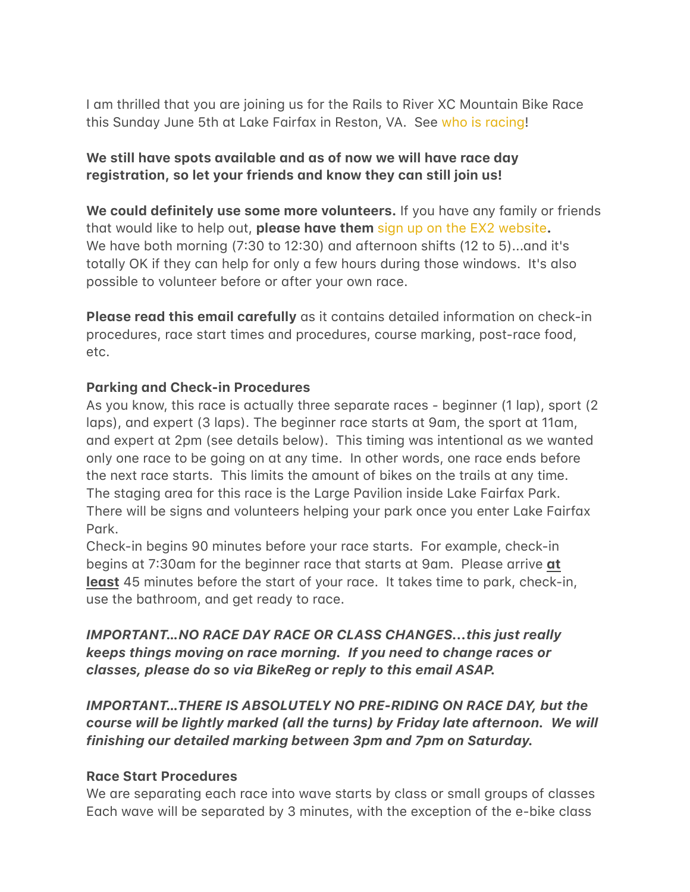I am thrilled that you are joining us for the Rails to River XC Mountain Bike Race this Sunday June 5th at Lake Fairfax in Reston, VA. See who is racing!

**We still have spots available and as of now we will have race day registration, so let your friends and know they can still join us!**

**We could definitely use some more volunteers.** If you have any family or friends that would like to help out, **please have them** sign up on the EX2 website**.** We have both morning (7:30 to 12:30) and afternoon shifts (12 to 5)...and it's totally OK if they can help for only a few hours during those windows. It's also possible to volunteer before or after your own race.

**Please read this email carefully** as it contains detailed information on check-in procedures, race start times and procedures, course marking, post-race food, etc.

**Parking and Check-in Procedures**

As you know, this race is actually three separate races - beginner (1 lap), sport (2 laps), and expert (3 laps). The beginner race starts at 9am, the sport at 11am, and expert at 2pm (see details below). This timing was intentional as we wanted only one race to be going on at any time. In other words, one race ends before the next race starts. This limits the amount of bikes on the trails at any time. The staging area for this race is the Large Pavilion inside Lake Fairfax Park. There will be signs and volunteers helping your park once you enter Lake Fairfax Park.

Check-in begins 90 minutes before your race starts. For example, check-in begins at 7:30am for the beginner race that starts at 9am. Please arrive **at least** 45 minutes before the start of your race. It takes time to park, check-in, use the bathroom, and get ready to race.

***IMPORTANT...NO RACE DAY RACE OR CLASS CHANGES...this just really keeps things moving on race morning. If you need to change races or classes, please do so via BikeReg or reply to this email ASAP.***

***IMPORTANT...THERE IS ABSOLUTELY NO PRE-RIDING ON RACE DAY, but the course will be lightly marked (all the turns) by Friday late afternoon. We will finishing our detailed marking between 3pm and 7pm on Saturday.***

**Race Start Procedures**

We are separating each race into wave starts by class or small groups of classes Each wave will be separated by 3 minutes, with the exception of the e-bike class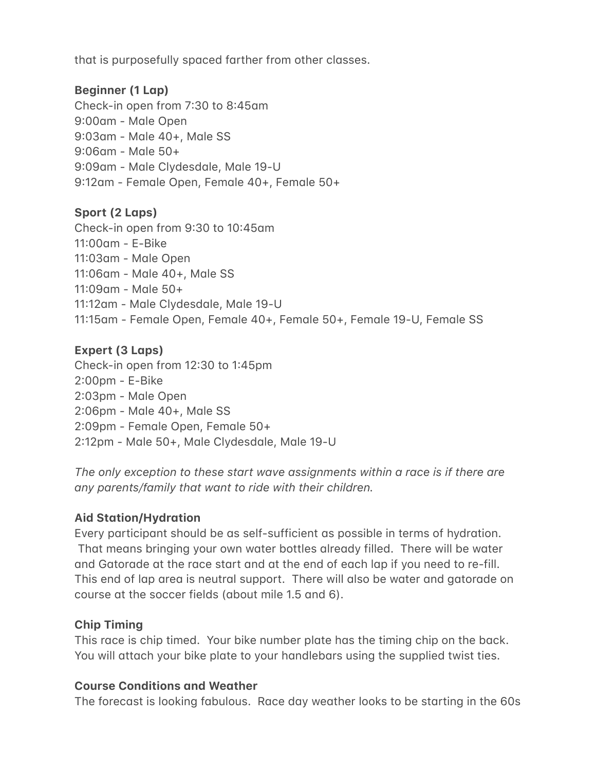that is purposefully spaced farther from other classes.

**Beginner (1 Lap)**
Check-in open from 7:30 to 8:45am
9:00am - Male Open
9:03am - Male 40+, Male SS
9:06am - Male 50+
9:09am - Male Clydesdale, Male 19-U
9:12am - Female Open, Female 40+, Female 50+

**Sport (2 Laps)**
Check-in open from 9:30 to 10:45am
11:00am - E-Bike
11:03am - Male Open
11:06am - Male 40+, Male SS
11:09am - Male 50+
11:12am - Male Clydesdale, Male 19-U
11:15am - Female Open, Female 40+, Female 50+, Female 19-U, Female SS

**Expert (3 Laps)**
Check-in open from 12:30 to 1:45pm
2:00pm - E-Bike
2:03pm - Male Open
2:06pm - Male 40+, Male SS
2:09pm - Female Open, Female 50+
2:12pm - Male 50+, Male Clydesdale, Male 19-U

*The only exception to these start wave assignments within a race is if there are any parents/family that want to ride with their children.*

**Aid Station/Hydration**
Every participant should be as self-sufficient as possible in terms of hydration. That means bringing your own water bottles already filled. There will be water and Gatorade at the race start and at the end of each lap if you need to re-fill. This end of lap area is neutral support. There will also be water and gatorade on course at the soccer fields (about mile 1.5 and 6).

**Chip Timing**
This race is chip timed. Your bike number plate has the timing chip on the back. You will attach your bike plate to your handlebars using the supplied twist ties.

**Course Conditions and Weather**
The forecast is looking fabulous. Race day weather looks to be starting in the 60s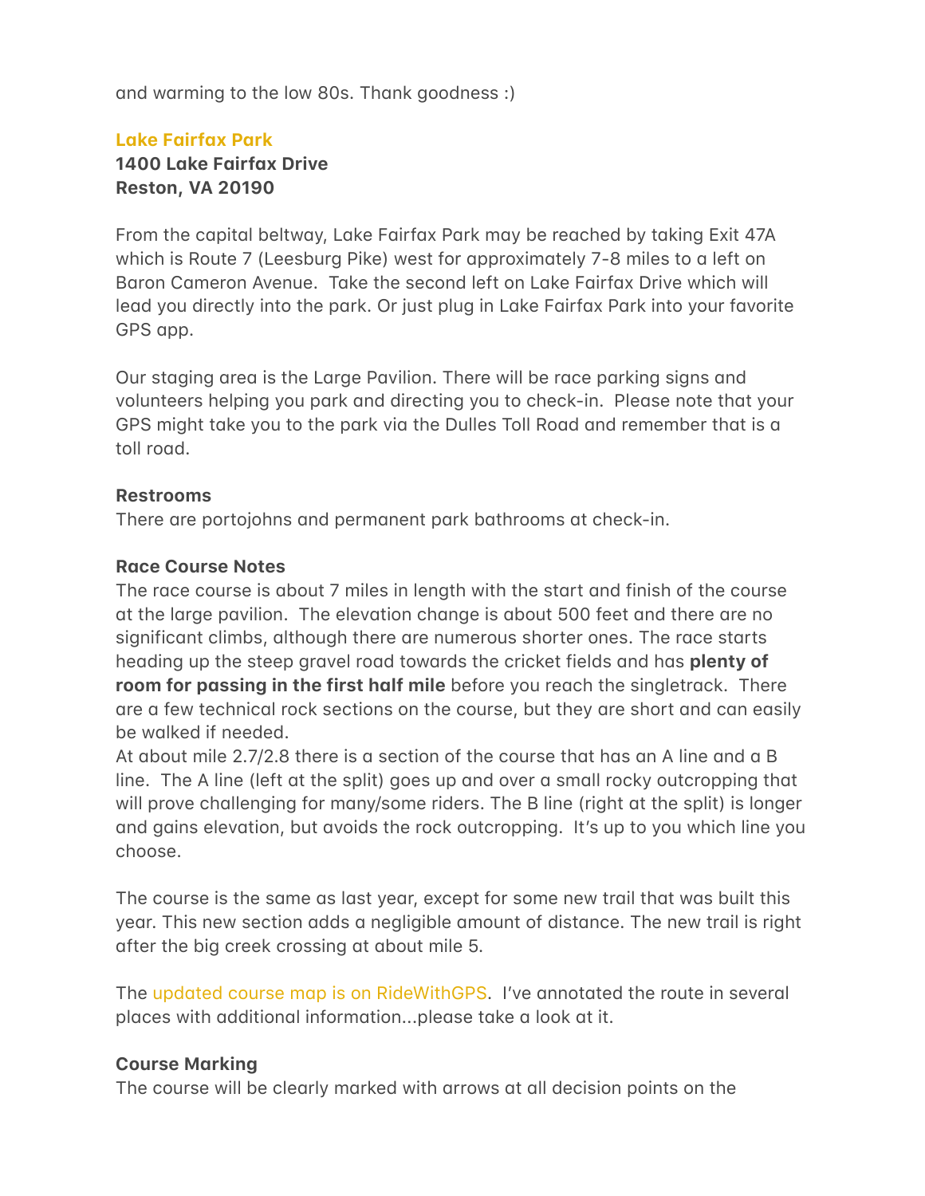and warming to the low 80s. Thank goodness :)

**Lake Fairfax Park**
**1400 Lake Fairfax Drive**
**Reston, VA 20190**

From the capital beltway, Lake Fairfax Park may be reached by taking Exit 47A which is Route 7 (Leesburg Pike) west for approximately 7-8 miles to a left on Baron Cameron Avenue. Take the second left on Lake Fairfax Drive which will lead you directly into the park. Or just plug in Lake Fairfax Park into your favorite GPS app.

Our staging area is the Large Pavilion. There will be race parking signs and volunteers helping you park and directing you to check-in. Please note that your GPS might take you to the park via the Dulles Toll Road and remember that is a toll road.

**Restrooms**
There are portojohns and permanent park bathrooms at check-in.

**Race Course Notes**
The race course is about 7 miles in length with the start and finish of the course at the large pavilion. The elevation change is about 500 feet and there are no significant climbs, although there are numerous shorter ones. The race starts heading up the steep gravel road towards the cricket fields and has **plenty of room for passing in the first half mile** before you reach the singletrack. There are a few technical rock sections on the course, but they are short and can easily be walked if needed.
At about mile 2.7/2.8 there is a section of the course that has an A line and a B line. The A line (left at the split) goes up and over a small rocky outcropping that will prove challenging for many/some riders. The B line (right at the split) is longer and gains elevation, but avoids the rock outcropping. It's up to you which line you choose.

The course is the same as last year, except for some new trail that was built this year. This new section adds a negligible amount of distance. The new trail is right after the big creek crossing at about mile 5.

The updated course map is on RideWithGPS. I've annotated the route in several places with additional information...please take a look at it.

**Course Marking**
The course will be clearly marked with arrows at all decision points on the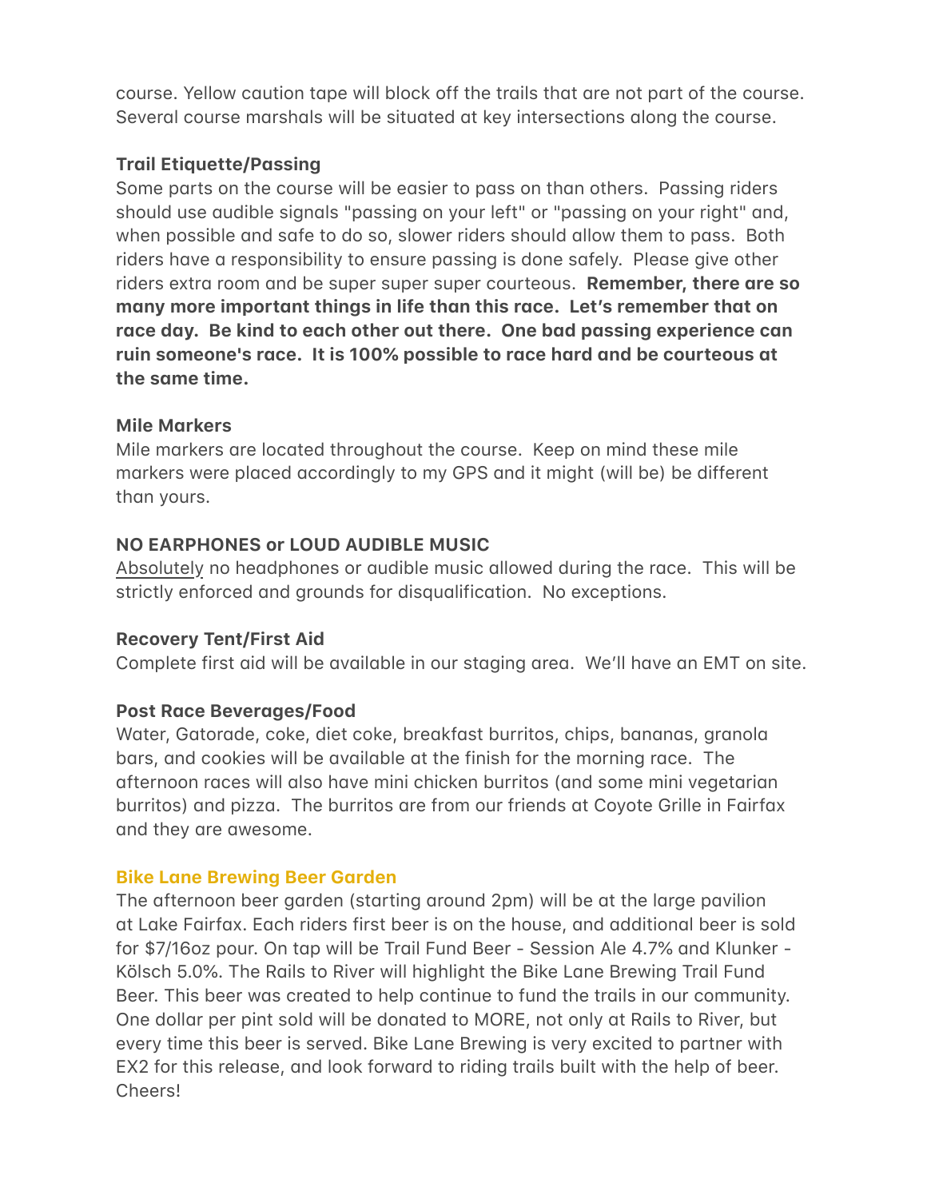course. Yellow caution tape will block off the trails that are not part of the course. Several course marshals will be situated at key intersections along the course.

**Trail Etiquette/Passing**

Some parts on the course will be easier to pass on than others. Passing riders should use audible signals "passing on your left" or "passing on your right" and, when possible and safe to do so, slower riders should allow them to pass. Both riders have a responsibility to ensure passing is done safely. Please give other riders extra room and be super super super courteous. **Remember, there are so many more important things in life than this race. Let's remember that on race day. Be kind to each other out there. One bad passing experience can ruin someone's race. It is 100% possible to race hard and be courteous at the same time.**

**Mile Markers**

Mile markers are located throughout the course. Keep on mind these mile markers were placed accordingly to my GPS and it might (will be) be different than yours.

**NO EARPHONES or LOUD AUDIBLE MUSIC**

Absolutely no headphones or audible music allowed during the race. This will be strictly enforced and grounds for disqualification. No exceptions.

**Recovery Tent/First Aid**

Complete first aid will be available in our staging area. We'll have an EMT on site.

**Post Race Beverages/Food**

Water, Gatorade, coke, diet coke, breakfast burritos, chips, bananas, granola bars, and cookies will be available at the finish for the morning race. The afternoon races will also have mini chicken burritos (and some mini vegetarian burritos) and pizza. The burritos are from our friends at Coyote Grille in Fairfax and they are awesome.

**Bike Lane Brewing Beer Garden**

The afternoon beer garden (starting around 2pm) will be at the large pavilion at Lake Fairfax. Each riders first beer is on the house, and additional beer is sold for $7/16oz pour. On tap will be Trail Fund Beer - Session Ale 4.7% and Klunker - Kölsch 5.0%. The Rails to River will highlight the Bike Lane Brewing Trail Fund Beer. This beer was created to help continue to fund the trails in our community. One dollar per pint sold will be donated to MORE, not only at Rails to River, but every time this beer is served. Bike Lane Brewing is very excited to partner with EX2 for this release, and look forward to riding trails built with the help of beer. Cheers!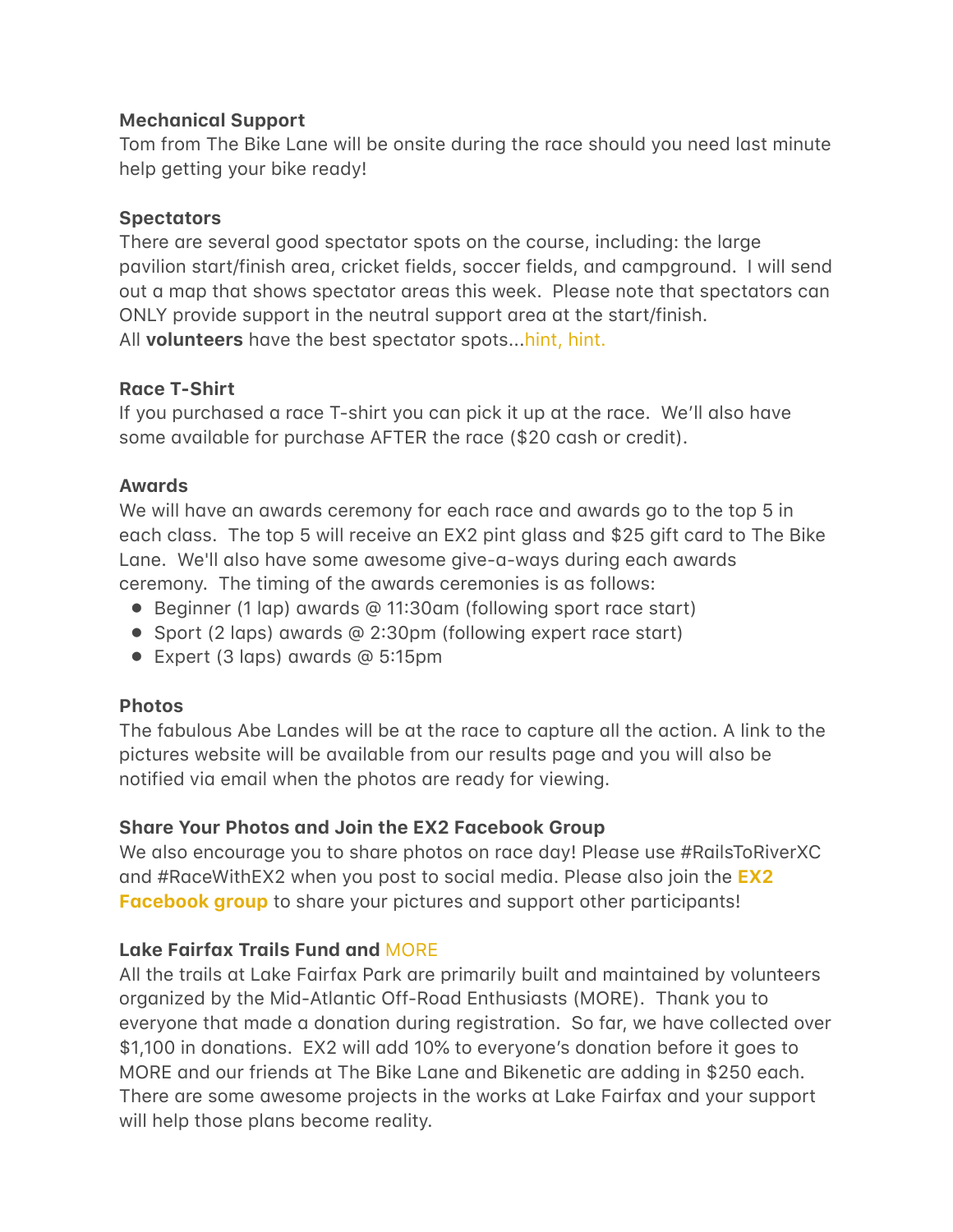**Mechanical Support**
Tom from The Bike Lane will be onsite during the race should you need last minute help getting your bike ready!

**Spectators**
There are several good spectator spots on the course, including: the large pavilion start/finish area, cricket fields, soccer fields, and campground. I will send out a map that shows spectator areas this week. Please note that spectators can ONLY provide support in the neutral support area at the start/finish.
All **volunteers** have the best spectator spots...hint, hint.

**Race T-Shirt**
If you purchased a race T-shirt you can pick it up at the race. We'll also have some available for purchase AFTER the race ($20 cash or credit).

**Awards**
We will have an awards ceremony for each race and awards go to the top 5 in each class. The top 5 will receive an EX2 pint glass and $25 gift card to The Bike Lane. We'll also have some awesome give-a-ways during each awards ceremony. The timing of the awards ceremonies is as follows:

- Beginner (1 lap) awards @ 11:30am (following sport race start)
- Sport (2 laps) awards @ 2:30pm (following expert race start)
- Expert (3 laps) awards @ 5:15pm

**Photos**
The fabulous Abe Landes will be at the race to capture all the action. A link to the pictures website will be available from our results page and you will also be notified via email when the photos are ready for viewing.

**Share Your Photos and Join the EX2 Facebook Group**
We also encourage you to share photos on race day! Please use #RailsToRiverXC and #RaceWithEX2 when you post to social media. Please also join the **EX2 Facebook group** to share your pictures and support other participants!

**Lake Fairfax Trails Fund and MORE**
All the trails at Lake Fairfax Park are primarily built and maintained by volunteers organized by the Mid-Atlantic Off-Road Enthusiasts (MORE). Thank you to everyone that made a donation during registration. So far, we have collected over $1,100 in donations. EX2 will add 10% to everyone's donation before it goes to MORE and our friends at The Bike Lane and Bikenetic are adding in $250 each. There are some awesome projects in the works at Lake Fairfax and your support will help those plans become reality.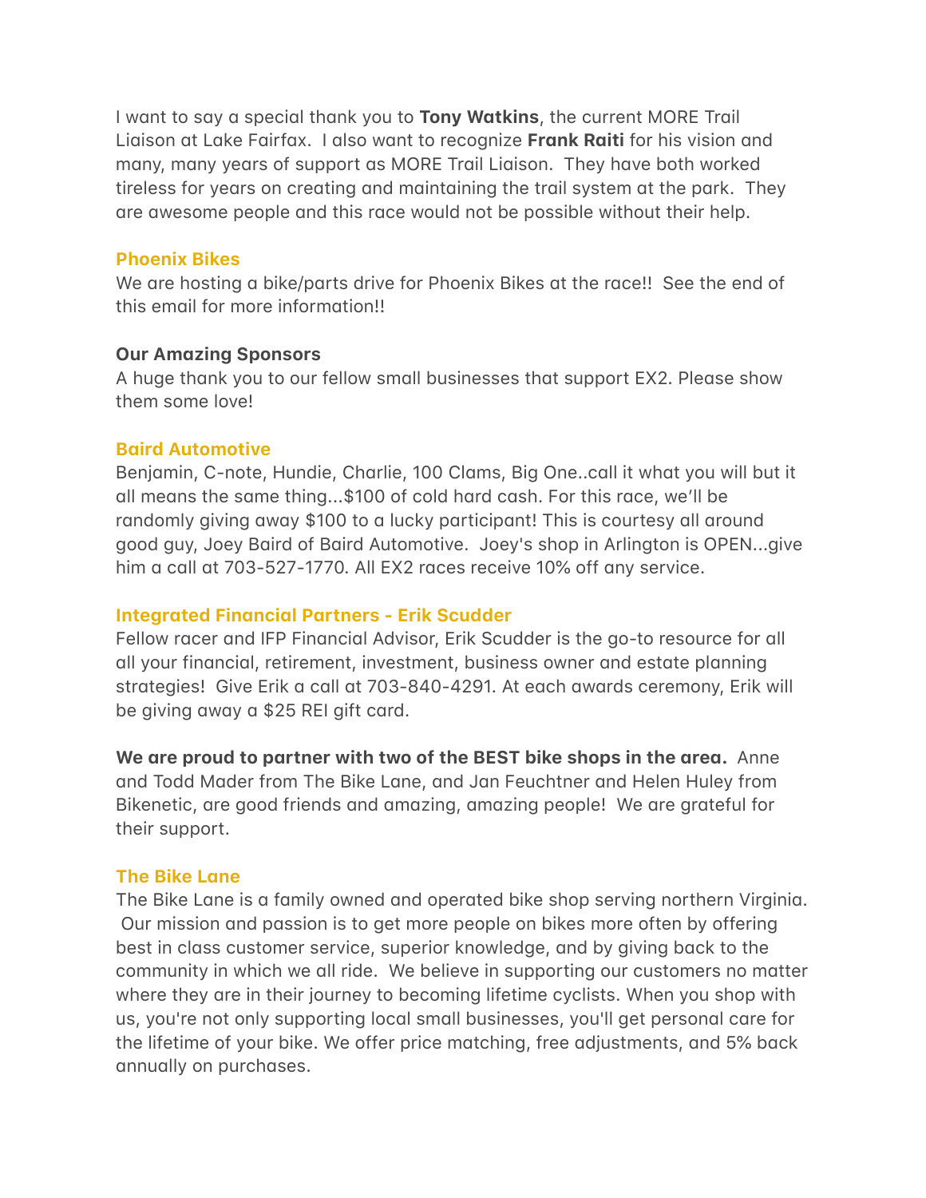I want to say a special thank you to **Tony Watkins**, the current MORE Trail Liaison at Lake Fairfax. I also want to recognize **Frank Raiti** for his vision and many, many years of support as MORE Trail Liaison. They have both worked tireless for years on creating and maintaining the trail system at the park. They are awesome people and this race would not be possible without their help.

**Phoenix Bikes**

We are hosting a bike/parts drive for Phoenix Bikes at the race!! See the end of this email for more information!!

**Our Amazing Sponsors**

A huge thank you to our fellow small businesses that support EX2. Please show them some love!

**Baird Automotive**

Benjamin, C-note, Hundie, Charlie, 100 Clams, Big One..call it what you will but it all means the same thing...$100 of cold hard cash. For this race, we'll be randomly giving away $100 to a lucky participant! This is courtesy all around good guy, Joey Baird of Baird Automotive. Joey's shop in Arlington is OPEN...give him a call at 703-527-1770. All EX2 races receive 10% off any service.

**Integrated Financial Partners - Erik Scudder**

Fellow racer and IFP Financial Advisor, Erik Scudder is the go-to resource for all all your financial, retirement, investment, business owner and estate planning strategies! Give Erik a call at 703-840-4291. At each awards ceremony, Erik will be giving away a $25 REI gift card.

**We are proud to partner with two of the BEST bike shops in the area.** Anne and Todd Mader from The Bike Lane, and Jan Feuchtner and Helen Huley from Bikenetic, are good friends and amazing, amazing people! We are grateful for their support.

**The Bike Lane**

The Bike Lane is a family owned and operated bike shop serving northern Virginia. Our mission and passion is to get more people on bikes more often by offering best in class customer service, superior knowledge, and by giving back to the community in which we all ride. We believe in supporting our customers no matter where they are in their journey to becoming lifetime cyclists. When you shop with us, you're not only supporting local small businesses, you'll get personal care for the lifetime of your bike. We offer price matching, free adjustments, and 5% back annually on purchases.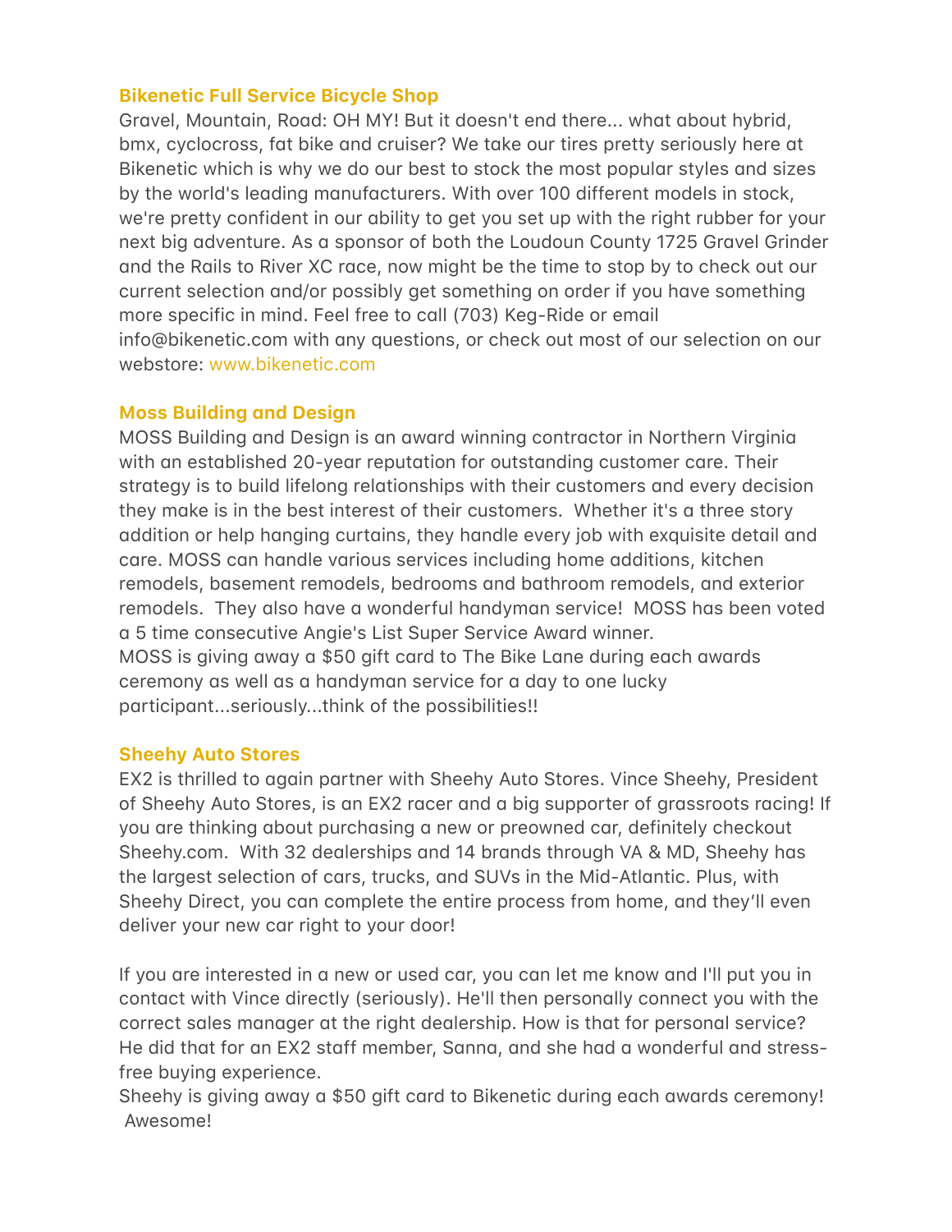### Bikenetic Full Service Bicycle Shop

Gravel, Mountain, Road: OH MY! But it doesn't end there... what about hybrid, bmx, cyclocross, fat bike and cruiser? We take our tires pretty seriously here at Bikenetic which is why we do our best to stock the most popular styles and sizes by the world's leading manufacturers. With over 100 different models in stock, we're pretty confident in our ability to get you set up with the right rubber for your next big adventure. As a sponsor of both the Loudoun County 1725 Gravel Grinder and the Rails to River XC race, now might be the time to stop by to check out our current selection and/or possibly get something on order if you have something more specific in mind. Feel free to call (703) Keg-Ride or email info@bikenetic.com with any questions, or check out most of our selection on our webstore: www.bikenetic.com

### Moss Building and Design

MOSS Building and Design is an award winning contractor in Northern Virginia with an established 20-year reputation for outstanding customer care. Their strategy is to build lifelong relationships with their customers and every decision they make is in the best interest of their customers. Whether it's a three story addition or help hanging curtains, they handle every job with exquisite detail and care. MOSS can handle various services including home additions, kitchen remodels, basement remodels, bedrooms and bathroom remodels, and exterior remodels. They also have a wonderful handyman service! MOSS has been voted a 5 time consecutive Angie's List Super Service Award winner.

MOSS is giving away a $50 gift card to The Bike Lane during each awards ceremony as well as a handyman service for a day to one lucky participant...seriously...think of the possibilities!!

### Sheehy Auto Stores

EX2 is thrilled to again partner with Sheehy Auto Stores. Vince Sheehy, President of Sheehy Auto Stores, is an EX2 racer and a big supporter of grassroots racing! If you are thinking about purchasing a new or preowned car, definitely checkout Sheehy.com. With 32 dealerships and 14 brands through VA & MD, Sheehy has the largest selection of cars, trucks, and SUVs in the Mid-Atlantic. Plus, with Sheehy Direct, you can complete the entire process from home, and they'll even deliver your new car right to your door!

If you are interested in a new or used car, you can let me know and I'll put you in contact with Vince directly (seriously). He'll then personally connect you with the correct sales manager at the right dealership. How is that for personal service? He did that for an EX2 staff member, Sanna, and she had a wonderful and stress-free buying experience.

Sheehy is giving away a $50 gift card to Bikenetic during each awards ceremony! Awesome!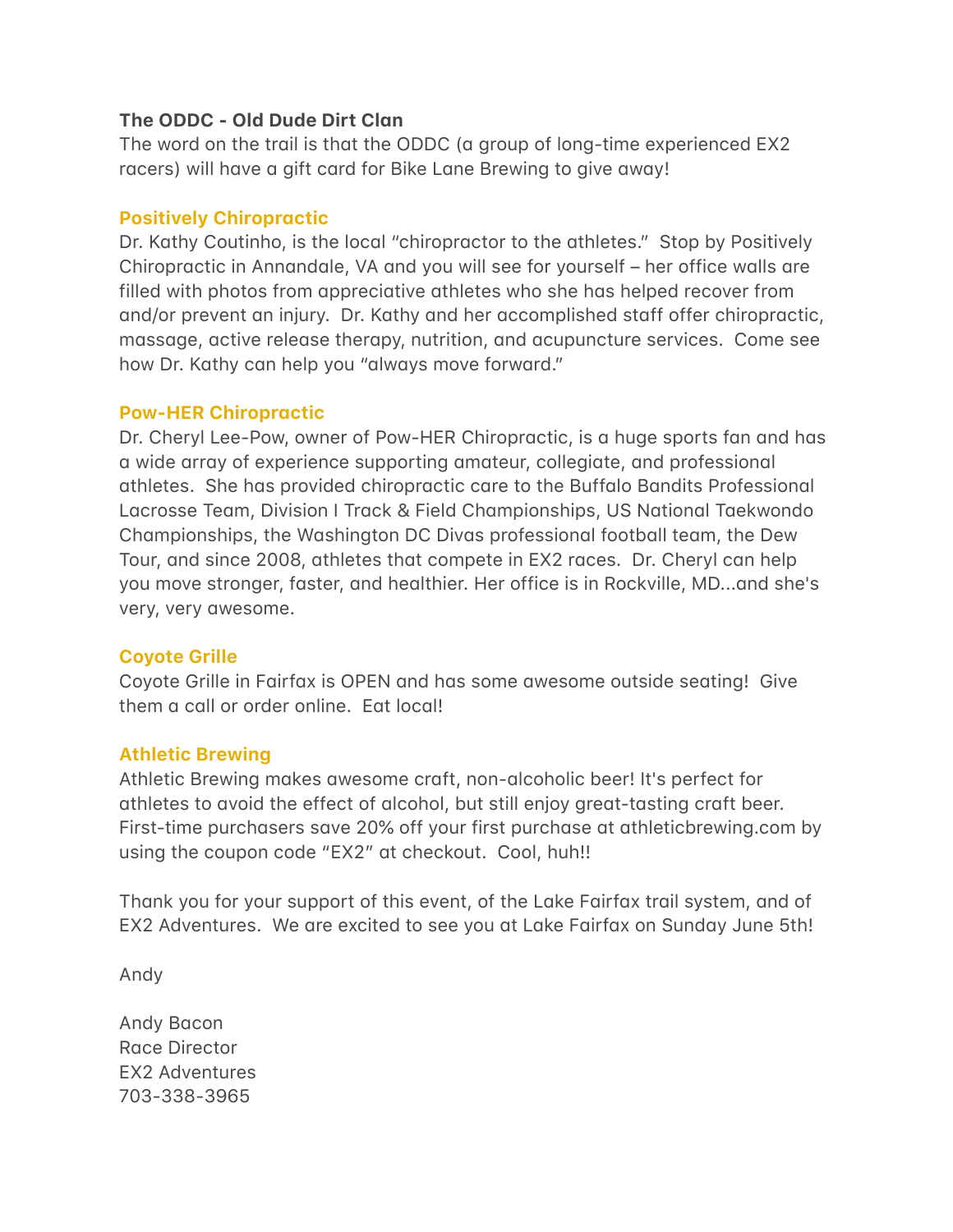**The ODDC - Old Dude Dirt Clan**

The word on the trail is that the ODDC (a group of long-time experienced EX2 racers) will have a gift card for Bike Lane Brewing to give away!

### Positively Chiropractic

Dr. Kathy Coutinho, is the local "chiropractor to the athletes." Stop by Positively Chiropractic in Annandale, VA and you will see for yourself – her office walls are filled with photos from appreciative athletes who she has helped recover from and/or prevent an injury. Dr. Kathy and her accomplished staff offer chiropractic, massage, active release therapy, nutrition, and acupuncture services. Come see how Dr. Kathy can help you "always move forward."

### Pow-HER Chiropractic

Dr. Cheryl Lee-Pow, owner of Pow-HER Chiropractic, is a huge sports fan and has a wide array of experience supporting amateur, collegiate, and professional athletes. She has provided chiropractic care to the Buffalo Bandits Professional Lacrosse Team, Division I Track & Field Championships, US National Taekwondo Championships, the Washington DC Divas professional football team, the Dew Tour, and since 2008, athletes that compete in EX2 races. Dr. Cheryl can help you move stronger, faster, and healthier. Her office is in Rockville, MD...and she's very, very awesome.

### Coyote Grille

Coyote Grille in Fairfax is OPEN and has some awesome outside seating! Give them a call or order online. Eat local!

### Athletic Brewing

Athletic Brewing makes awesome craft, non-alcoholic beer! It's perfect for athletes to avoid the effect of alcohol, but still enjoy great-tasting craft beer. First-time purchasers save 20% off your first purchase at athleticbrewing.com by using the coupon code "EX2" at checkout. Cool, huh!!

Thank you for your support of this event, of the Lake Fairfax trail system, and of EX2 Adventures. We are excited to see you at Lake Fairfax on Sunday June 5th!

Andy

Andy Bacon
Race Director
EX2 Adventures
703-338-3965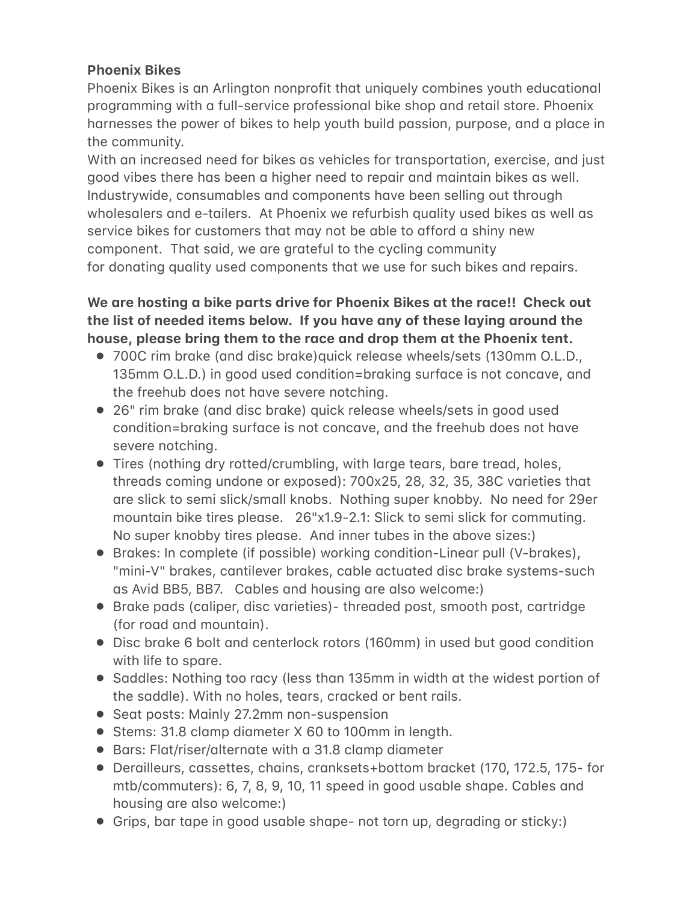**Phoenix Bikes**

Phoenix Bikes is an Arlington nonprofit that uniquely combines youth educational programming with a full-service professional bike shop and retail store. Phoenix harnesses the power of bikes to help youth build passion, purpose, and a place in the community.

With an increased need for bikes as vehicles for transportation, exercise, and just good vibes there has been a higher need to repair and maintain bikes as well. Industrywide, consumables and components have been selling out through wholesalers and e-tailers. At Phoenix we refurbish quality used bikes as well as service bikes for customers that may not be able to afford a shiny new component. That said, we are grateful to the cycling community for donating quality used components that we use for such bikes and repairs.

**We are hosting a bike parts drive for Phoenix Bikes at the race!! Check out the list of needed items below. If you have any of these laying around the house, please bring them to the race and drop them at the Phoenix tent.**

- 700C rim brake (and disc brake)quick release wheels/sets (130mm O.L.D., 135mm O.L.D.) in good used condition=braking surface is not concave, and the freehub does not have severe notching.
- 26" rim brake (and disc brake) quick release wheels/sets in good used condition=braking surface is not concave, and the freehub does not have severe notching.
- Tires (nothing dry rotted/crumbling, with large tears, bare tread, holes, threads coming undone or exposed): 700x25, 28, 32, 35, 38C varieties that are slick to semi slick/small knobs. Nothing super knobby. No need for 29er mountain bike tires please. 26"x1.9-2.1: Slick to semi slick for commuting. No super knobby tires please. And inner tubes in the above sizes:)
- Brakes: In complete (if possible) working condition-Linear pull (V-brakes), "mini-V" brakes, cantilever brakes, cable actuated disc brake systems-such as Avid BB5, BB7. Cables and housing are also welcome:)
- Brake pads (caliper, disc varieties)- threaded post, smooth post, cartridge (for road and mountain).
- Disc brake 6 bolt and centerlock rotors (160mm) in used but good condition with life to spare.
- Saddles: Nothing too racy (less than 135mm in width at the widest portion of the saddle). With no holes, tears, cracked or bent rails.
- Seat posts: Mainly 27.2mm non-suspension
- Stems: 31.8 clamp diameter X 60 to 100mm in length.
- Bars: Flat/riser/alternate with a 31.8 clamp diameter
- Derailleurs, cassettes, chains, cranksets+bottom bracket (170, 172.5, 175- for mtb/commuters): 6, 7, 8, 9, 10, 11 speed in good usable shape. Cables and housing are also welcome:)
- Grips, bar tape in good usable shape- not torn up, degrading or sticky:)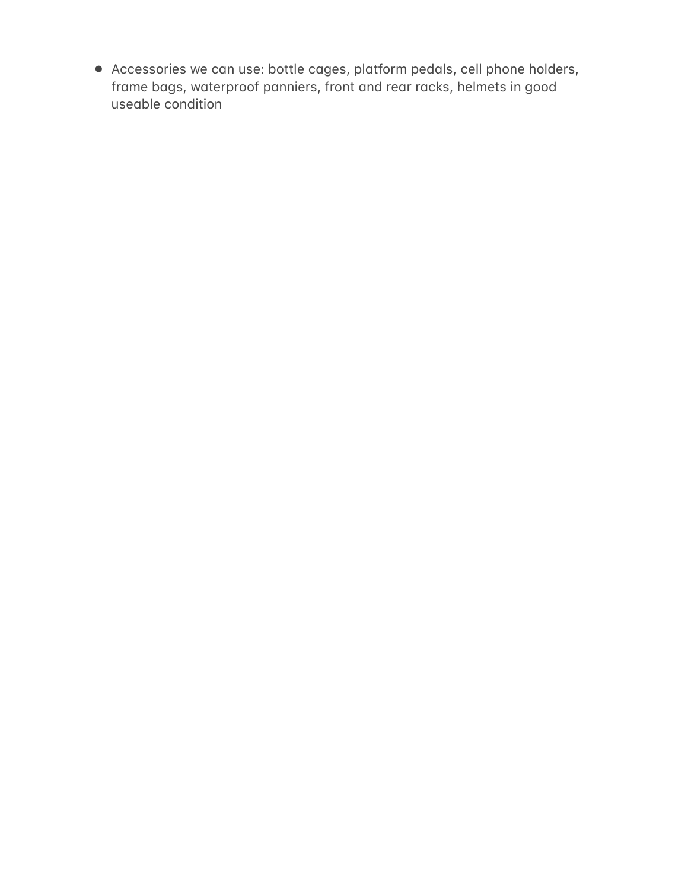- Accessories we can use: bottle cages, platform pedals, cell phone holders, frame bags, waterproof panniers, front and rear racks, helmets in good useable condition